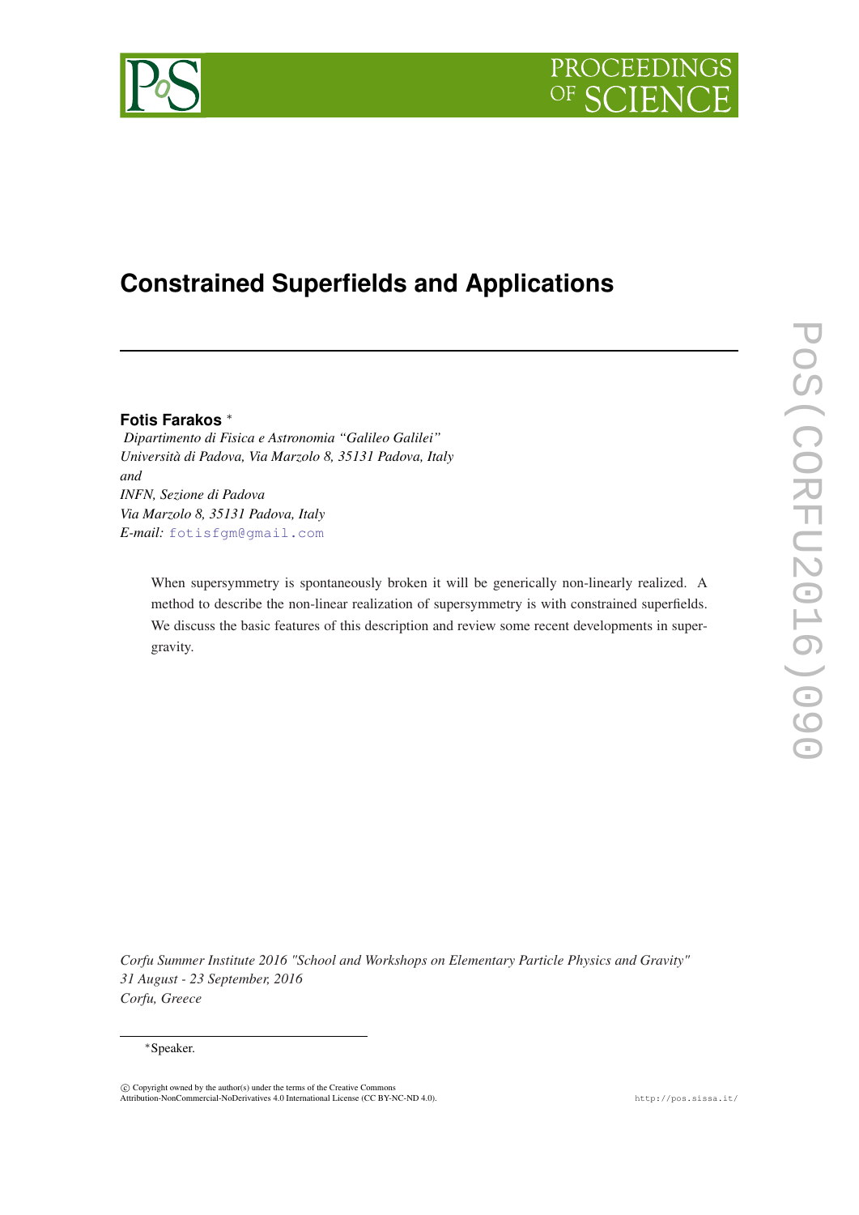# Constrained Superfields and Applications

**Fotis Farakos** *

*Dipartimento di Fisica e Astronomia "Galileo Galilei"*
*Università di Padova, Via Marzolo 8, 35131 Padova, Italy*
*and*
*INFN, Sezione di Padova*
*Via Marzolo 8, 35131 Padova, Italy*
*E-mail:* fotisfgm@gmail.com

When supersymmetry is spontaneously broken it will be generically non-linearly realized. A method to describe the non-linear realization of supersymmetry is with constrained superfields. We discuss the basic features of this description and review some recent developments in supergravity.

*Corfu Summer Institute 2016 "School and Workshops on Elementary Particle Physics and Gravity"*
*31 August - 23 September, 2016*
*Corfu, Greece*

*Speaker.

© Copyright owned by the author(s) under the terms of the Creative Commons Attribution-NonCommercial-NoDerivatives 4.0 International License (CC BY-NC-ND 4.0).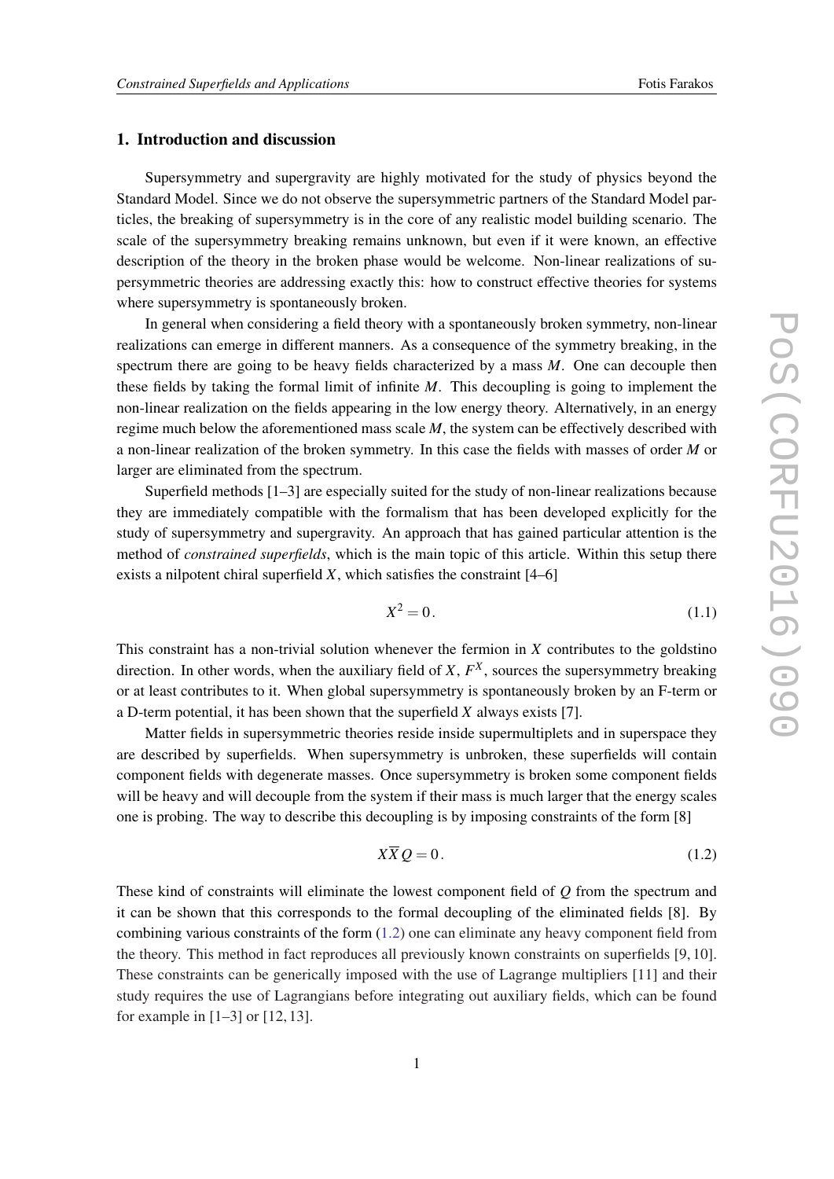## 1. Introduction and discussion

Supersymmetry and supergravity are highly motivated for the study of physics beyond the Standard Model. Since we do not observe the supersymmetric partners of the Standard Model particles, the breaking of supersymmetry is in the core of any realistic model building scenario. The scale of the supersymmetry breaking remains unknown, but even if it were known, an effective description of the theory in the broken phase would be welcome. Non-linear realizations of supersymmetric theories are addressing exactly this: how to construct effective theories for systems where supersymmetry is spontaneously broken.

In general when considering a field theory with a spontaneously broken symmetry, non-linear realizations can emerge in different manners. As a consequence of the symmetry breaking, in the spectrum there are going to be heavy fields characterized by a mass $M$. One can decouple then these fields by taking the formal limit of infinite $M$. This decoupling is going to implement the non-linear realization on the fields appearing in the low energy theory. Alternatively, in an energy regime much below the aforementioned mass scale $M$, the system can be effectively described with a non-linear realization of the broken symmetry. In this case the fields with masses of order $M$ or larger are eliminated from the spectrum.

Superfield methods [1–3] are especially suited for the study of non-linear realizations because they are immediately compatible with the formalism that has been developed explicitly for the study of supersymmetry and supergravity. An approach that has gained particular attention is the method of *constrained superfields*, which is the main topic of this article. Within this setup there exists a nilpotent chiral superfield $X$, which satisfies the constraint [4–6]

$$X^2 = 0. \tag{1.1}$$

This constraint has a non-trivial solution whenever the fermion in $X$ contributes to the goldstino direction. In other words, when the auxiliary field of $X$, $F^X$, sources the supersymmetry breaking or at least contributes to it. When global supersymmetry is spontaneously broken by an F-term or a D-term potential, it has been shown that the superfield $X$ always exists [7].

Matter fields in supersymmetric theories reside inside supermultiplets and in superspace they are described by superfields. When supersymmetry is unbroken, these superfields will contain component fields with degenerate masses. Once supersymmetry is broken some component fields will be heavy and will decouple from the system if their mass is much larger that the energy scales one is probing. The way to describe this decoupling is by imposing constraints of the form [8]

$$X\overline{X}\,Q = 0. \tag{1.2}$$

These kind of constraints will eliminate the lowest component field of $Q$ from the spectrum and it can be shown that this corresponds to the formal decoupling of the eliminated fields [8]. By combining various constraints of the form (1.2) one can eliminate any heavy component field from the theory. This method in fact reproduces all previously known constraints on superfields [9, 10]. These constraints can be generically imposed with the use of Lagrange multipliers [11] and their study requires the use of Lagrangians before integrating out auxiliary fields, which can be found for example in [1–3] or [12, 13].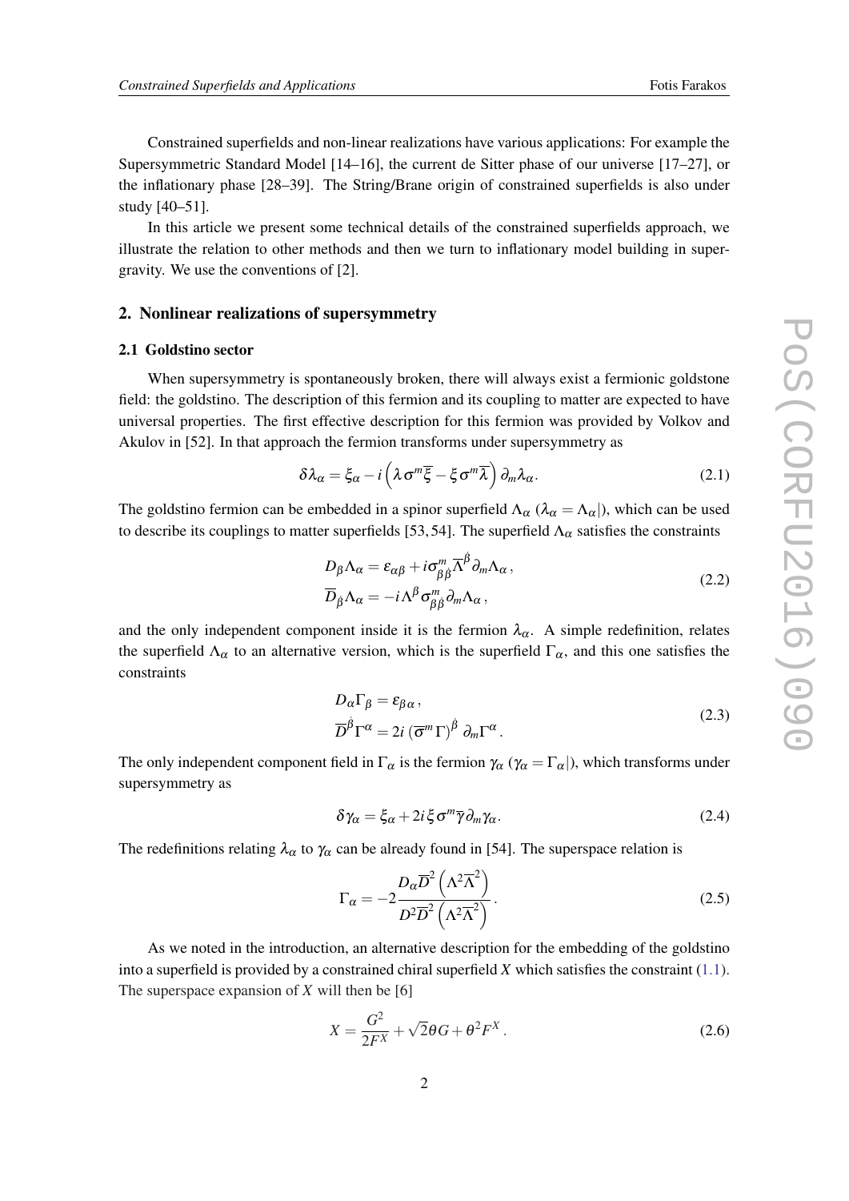Constrained superfields and non-linear realizations have various applications: For example the Supersymmetric Standard Model [14–16], the current de Sitter phase of our universe [17–27], or the inflationary phase [28–39]. The String/Brane origin of constrained superfields is also under study [40–51].

In this article we present some technical details of the constrained superfields approach, we illustrate the relation to other methods and then we turn to inflationary model building in supergravity. We use the conventions of [2].

## 2. Nonlinear realizations of supersymmetry

### 2.1 Goldstino sector

When supersymmetry is spontaneously broken, there will always exist a fermionic goldstone field: the goldstino. The description of this fermion and its coupling to matter are expected to have universal properties. The first effective description for this fermion was provided by Volkov and Akulov in [52]. In that approach the fermion transforms under supersymmetry as

$$\delta\lambda_\alpha = \xi_\alpha - i\left(\lambda\sigma^m\overline{\xi} - \xi\sigma^m\overline{\lambda}\right)\partial_m\lambda_\alpha. \tag{2.1}$$

The goldstino fermion can be embedded in a spinor superfield $\Lambda_\alpha$ ($\lambda_\alpha = \Lambda_\alpha|$), which can be used to describe its couplings to matter superfields [53, 54]. The superfield $\Lambda_\alpha$ satisfies the constraints

$$\begin{aligned} D_\beta\Lambda_\alpha &= \varepsilon_{\alpha\beta} + i\sigma^m_{\beta\dot{\beta}}\overline{\Lambda}^{\dot{\beta}}\partial_m\Lambda_\alpha\,, \\ \overline{D}_{\dot{\beta}}\Lambda_\alpha &= -i\Lambda^\beta\sigma^m_{\beta\dot{\beta}}\partial_m\Lambda_\alpha\,, \end{aligned} \tag{2.2}$$

and the only independent component inside it is the fermion $\lambda_\alpha$. A simple redefinition, relates the superfield $\Lambda_\alpha$ to an alternative version, which is the superfield $\Gamma_\alpha$, and this one satisfies the constraints

$$\begin{aligned} D_\alpha\Gamma_\beta &= \varepsilon_{\beta\alpha}\,, \\ \overline{D}^{\dot{\beta}}\Gamma^\alpha &= 2i\left(\overline{\sigma}^m\Gamma\right)^{\dot{\beta}}\partial_m\Gamma^\alpha\,. \end{aligned} \tag{2.3}$$

The only independent component field in $\Gamma_\alpha$ is the fermion $\gamma_\alpha$ ($\gamma_\alpha = \Gamma_\alpha|$), which transforms under supersymmetry as

$$\delta\gamma_\alpha = \xi_\alpha + 2i\xi\sigma^m\overline{\gamma}\partial_m\gamma_\alpha. \tag{2.4}$$

The redefinitions relating $\lambda_\alpha$ to $\gamma_\alpha$ can be already found in [54]. The superspace relation is

$$\Gamma_\alpha = -2\frac{D_\alpha\overline{D}^2\left(\Lambda^2\overline{\Lambda}^2\right)}{D^2\overline{D}^2\left(\Lambda^2\overline{\Lambda}^2\right)}\,. \tag{2.5}$$

As we noted in the introduction, an alternative description for the embedding of the goldstino into a superfield is provided by a constrained chiral superfield $X$ which satisfies the constraint (1.1). The superspace expansion of $X$ will then be [6]

$$X = \frac{G^2}{2F^X} + \sqrt{2}\theta G + \theta^2 F^X\,. \tag{2.6}$$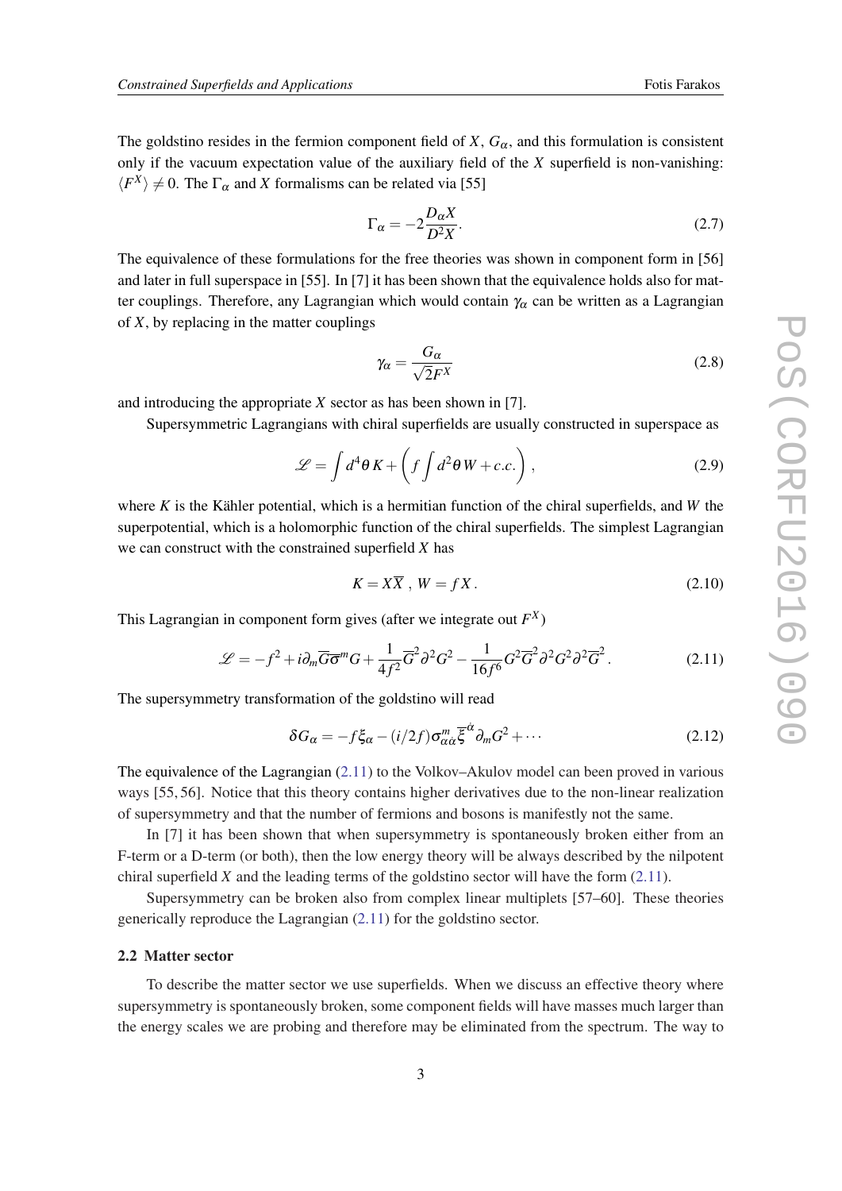The goldstino resides in the fermion component field of $X$, $G_\alpha$, and this formulation is consistent only if the vacuum expectation value of the auxiliary field of the $X$ superfield is non-vanishing: $\langle F^X \rangle \neq 0$. The $\Gamma_\alpha$ and $X$ formalisms can be related via [55]

$$\Gamma_\alpha = -2\frac{D_\alpha X}{D^2 X}. \tag{2.7}$$

The equivalence of these formulations for the free theories was shown in component form in [56] and later in full superspace in [55]. In [7] it has been shown that the equivalence holds also for matter couplings. Therefore, any Lagrangian which would contain $\gamma_\alpha$ can be written as a Lagrangian of $X$, by replacing in the matter couplings

$$\gamma_\alpha = \frac{G_\alpha}{\sqrt{2}F^X} \tag{2.8}$$

and introducing the appropriate $X$ sector as has been shown in [7].

Supersymmetric Lagrangians with chiral superfields are usually constructed in superspace as

$$\mathscr{L} = \int d^4\theta\, K + \left( f \int d^2\theta\, W + c.c. \right), \tag{2.9}$$

where $K$ is the Kähler potential, which is a hermitian function of the chiral superfields, and $W$ the superpotential, which is a holomorphic function of the chiral superfields. The simplest Lagrangian we can construct with the constrained superfield $X$ has

$$K = X\overline{X}\ ,\ W = fX\,. \tag{2.10}$$

This Lagrangian in component form gives (after we integrate out $F^X$)

$$\mathscr{L} = -f^2 + i\partial_m \overline{G}\overline{\sigma}^m G + \frac{1}{4f^2}\overline{G}^2\partial^2 G^2 - \frac{1}{16 f^6} G^2 \overline{G}^2 \partial^2 G^2 \partial^2 \overline{G}^2\,. \tag{2.11}$$

The supersymmetry transformation of the goldstino will read

$$\delta G_\alpha = -f\xi_\alpha - (i/2f)\sigma^m_{\alpha\dot{\alpha}}\overline{\xi}^{\dot{\alpha}}\partial_m G^2 + \cdots \tag{2.12}$$

The equivalence of the Lagrangian (2.11) to the Volkov–Akulov model can been proved in various ways [55, 56]. Notice that this theory contains higher derivatives due to the non-linear realization of supersymmetry and that the number of fermions and bosons is manifestly not the same.

In [7] it has been shown that when supersymmetry is spontaneously broken either from an F-term or a D-term (or both), then the low energy theory will be always described by the nilpotent chiral superfield $X$ and the leading terms of the goldstino sector will have the form (2.11).

Supersymmetry can be broken also from complex linear multiplets [57–60]. These theories generically reproduce the Lagrangian (2.11) for the goldstino sector.

### 2.2 Matter sector

To describe the matter sector we use superfields. When we discuss an effective theory where supersymmetry is spontaneously broken, some component fields will have masses much larger than the energy scales we are probing and therefore may be eliminated from the spectrum. The way to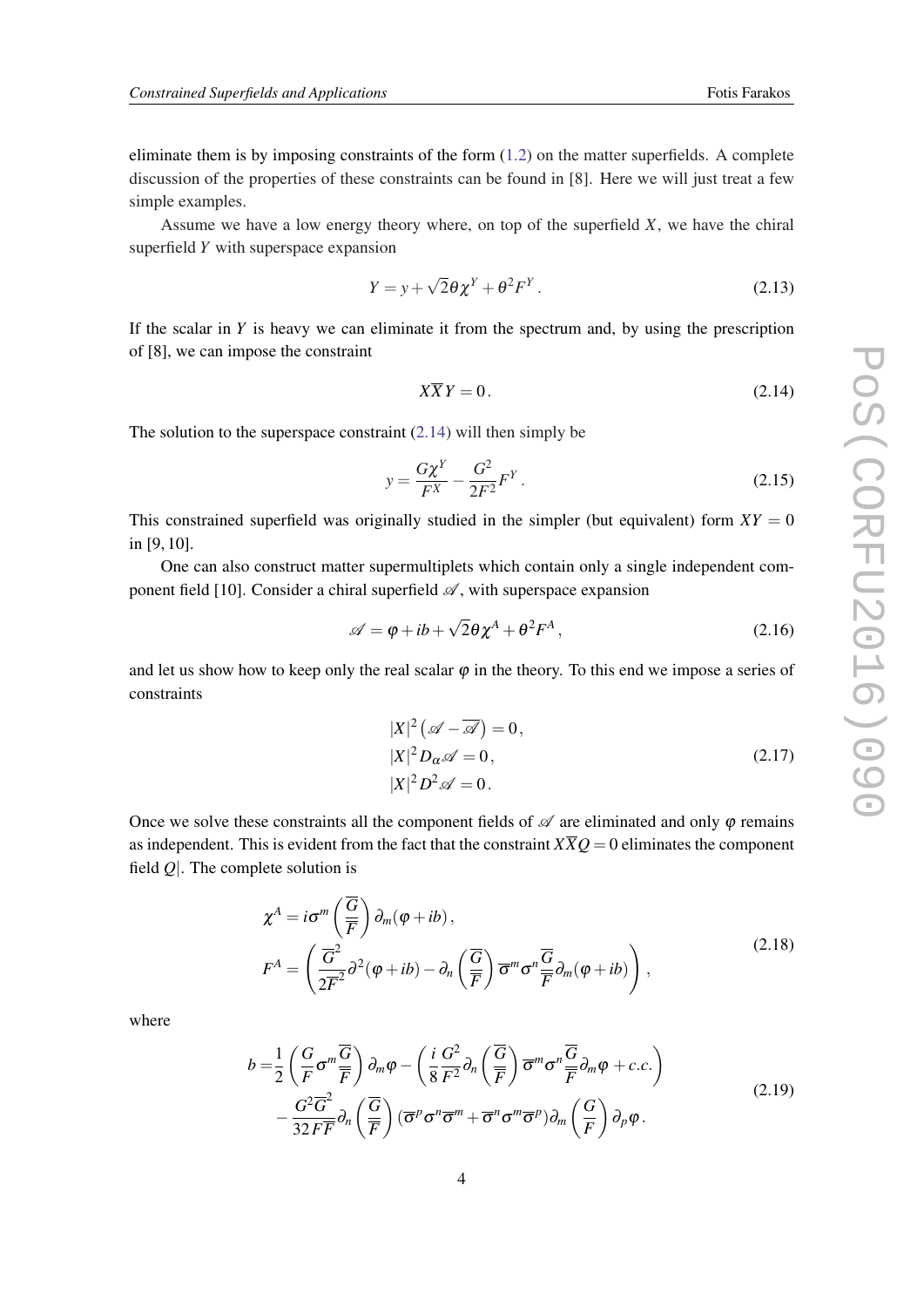eliminate them is by imposing constraints of the form (1.2) on the matter superfields. A complete discussion of the properties of these constraints can be found in [8]. Here we will just treat a few simple examples.

Assume we have a low energy theory where, on top of the superfield $X$, we have the chiral superfield $Y$ with superspace expansion

$$Y = y + \sqrt{2}\theta\chi^{Y} + \theta^2 F^{Y}. \tag{2.13}$$

If the scalar in $Y$ is heavy we can eliminate it from the spectrum and, by using the prescription of [8], we can impose the constraint

$$X\overline{X}Y = 0. \tag{2.14}$$

The solution to the superspace constraint (2.14) will then simply be

$$y = \frac{G\chi^{Y}}{F^{X}} - \frac{G^2}{2F^2}F^{Y}. \tag{2.15}$$

This constrained superfield was originally studied in the simpler (but equivalent) form $XY = 0$ in [9, 10].

One can also construct matter supermultiplets which contain only a single independent component field [10]. Consider a chiral superfield $\mathscr{A}$, with superspace expansion

$$\mathscr{A} = \varphi + ib + \sqrt{2}\theta\chi^{A} + \theta^2 F^{A}, \tag{2.16}$$

and let us show how to keep only the real scalar $\varphi$ in the theory. To this end we impose a series of constraints

$$\begin{aligned} |X|^2\left(\mathscr{A} - \overline{\mathscr{A}}\right) &= 0, \\ |X|^2 D_{\alpha}\mathscr{A} &= 0, \\ |X|^2 D^2\mathscr{A} &= 0. \end{aligned} \tag{2.17}$$

Once we solve these constraints all the component fields of $\mathscr{A}$ are eliminated and only $\varphi$ remains as independent. This is evident from the fact that the constraint $X\overline{X}Q = 0$ eliminates the component field $Q|$. The complete solution is

$$\begin{aligned} \chi^{A} &= i\sigma^{m}\left(\frac{\overline{G}}{\overline{F}}\right)\partial_{m}(\varphi + ib), \\ F^{A} &= \left(\frac{\overline{G}^2}{2\overline{F}^2}\partial^2(\varphi + ib) - \partial_{n}\left(\frac{\overline{G}}{\overline{F}}\right)\overline{\sigma}^{m}\sigma^{n}\frac{\overline{G}}{\overline{F}}\partial_{m}(\varphi + ib)\right), \end{aligned} \tag{2.18}$$

where

$$\begin{aligned} b =& \frac{1}{2}\left(\frac{G}{F}\sigma^{m}\frac{\overline{G}}{\overline{F}}\right)\partial_{m}\varphi - \left(\frac{i}{8}\frac{G^2}{F^2}\partial_{n}\left(\frac{\overline{G}}{\overline{F}}\right)\overline{\sigma}^{m}\sigma^{n}\frac{\overline{G}}{\overline{F}}\partial_{m}\varphi + c.c.\right) \\ & - \frac{G^2\overline{G}^2}{32F\overline{F}}\partial_{n}\left(\frac{\overline{G}}{\overline{F}}\right)(\overline{\sigma}^{p}\sigma^{n}\overline{\sigma}^{m} + \overline{\sigma}^{n}\sigma^{m}\overline{\sigma}^{p})\partial_{m}\left(\frac{G}{F}\right)\partial_{p}\varphi. \end{aligned} \tag{2.19}$$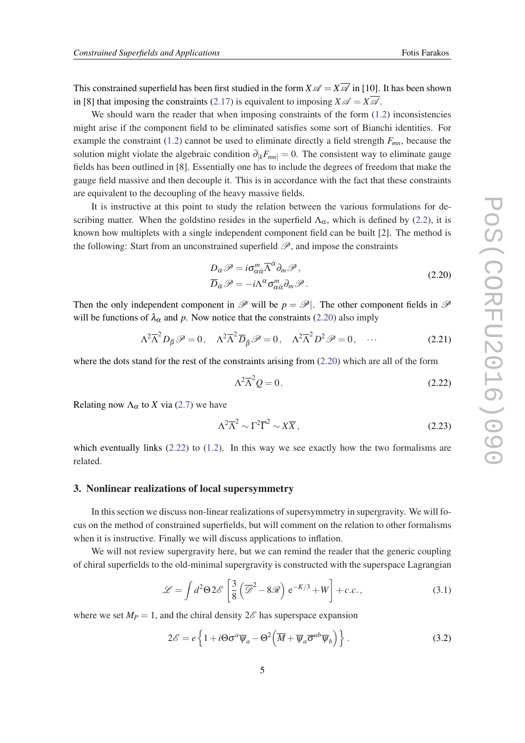This constrained superfield has been first studied in the form $X\mathscr{A} = X\overline{\mathscr{A}}$ in [10]. It has been shown in [8] that imposing the constraints (2.17) is equivalent to imposing $X\mathscr{A} = X\overline{\mathscr{A}}$.

We should warn the reader that when imposing constraints of the form (1.2) inconsistencies might arise if the component field to be eliminated satisfies some sort of Bianchi identities. For example the constraint (1.2) cannot be used to eliminate directly a field strength $F_{mn}$, because the solution might violate the algebraic condition $\partial_{[k}F_{mn]} = 0$. The consistent way to eliminate gauge fields has been outlined in [8]. Essentially one has to include the degrees of freedom that make the gauge field massive and then decouple it. This is in accordance with the fact that these constraints are equivalent to the decoupling of the heavy massive fields.

It is instructive at this point to study the relation between the various formulations for describing matter. When the goldstino resides in the superfield $\Lambda_\alpha$, which is defined by (2.2), it is known how multiplets with a single independent component field can be built [2]. The method is the following: Start from an unconstrained superfield $\mathscr{P}$, and impose the constraints

$$
\begin{aligned}
D_\alpha \mathscr{P} &= i\sigma^m_{\alpha\dot{\alpha}}\overline{\Lambda}^{\dot{\alpha}}\partial_m\mathscr{P}\,, \\
\overline{D}_{\dot{\alpha}} \mathscr{P} &= -i\Lambda^\alpha\sigma^m_{\alpha\dot{\alpha}}\partial_m\mathscr{P}\,.
\end{aligned}
\tag{2.20}
$$

Then the only independent component in $\mathscr{P}$ will be $p = \mathscr{P}|$. The other component fields in $\mathscr{P}$ will be functions of $\lambda_\alpha$ and $p$. Now notice that the constraints (2.20) also imply

$$
\Lambda^2\overline{\Lambda}^2 D_\beta\mathscr{P} = 0\,, \quad \Lambda^2\overline{\Lambda}^2\overline{D}_{\dot{\beta}}\mathscr{P} = 0\,, \quad \Lambda^2\overline{\Lambda}^2 D^2\mathscr{P} = 0\,, \quad \cdots \tag{2.21}
$$

where the dots stand for the rest of the constraints arising from (2.20) which are all of the form

$$
\Lambda^2\overline{\Lambda}^2 Q = 0\,. \tag{2.22}
$$

Relating now $\Lambda_\alpha$ to $X$ via (2.7) we have

$$
\Lambda^2\overline{\Lambda}^2 \sim \Gamma^2\overline{\Gamma}^2 \sim X\overline{X}\,, \tag{2.23}
$$

which eventually links (2.22) to (1.2). In this way we see exactly how the two formalisms are related.

## 3. Nonlinear realizations of local supersymmetry

In this section we discuss non-linear realizations of supersymmetry in supergravity. We will focus on the method of constrained superfields, but will comment on the relation to other formalisms when it is instructive. Finally we will discuss applications to inflation.

We will not review supergravity here, but we can remind the reader that the generic coupling of chiral superfields to the old-minimal supergravity is constructed with the superspace Lagrangian

$$
\mathscr{L} = \int d^2\Theta\, 2\mathscr{E}\left[\frac{3}{8}\left(\overline{\mathscr{D}}^2 - 8\mathscr{R}\right)\mathrm{e}^{-K/3} + W\right] + c.c.\,, \tag{3.1}
$$

where we set $M_P = 1$, and the chiral density $2\mathscr{E}$ has superspace expansion

$$
2\mathscr{E} = e\left\{1 + i\Theta\sigma^a\overline{\psi}_a - \Theta^2\left(\overline{M} + \overline{\psi}_a\overline{\sigma}^{ab}\overline{\psi}_b\right)\right\}\,. \tag{3.2}
$$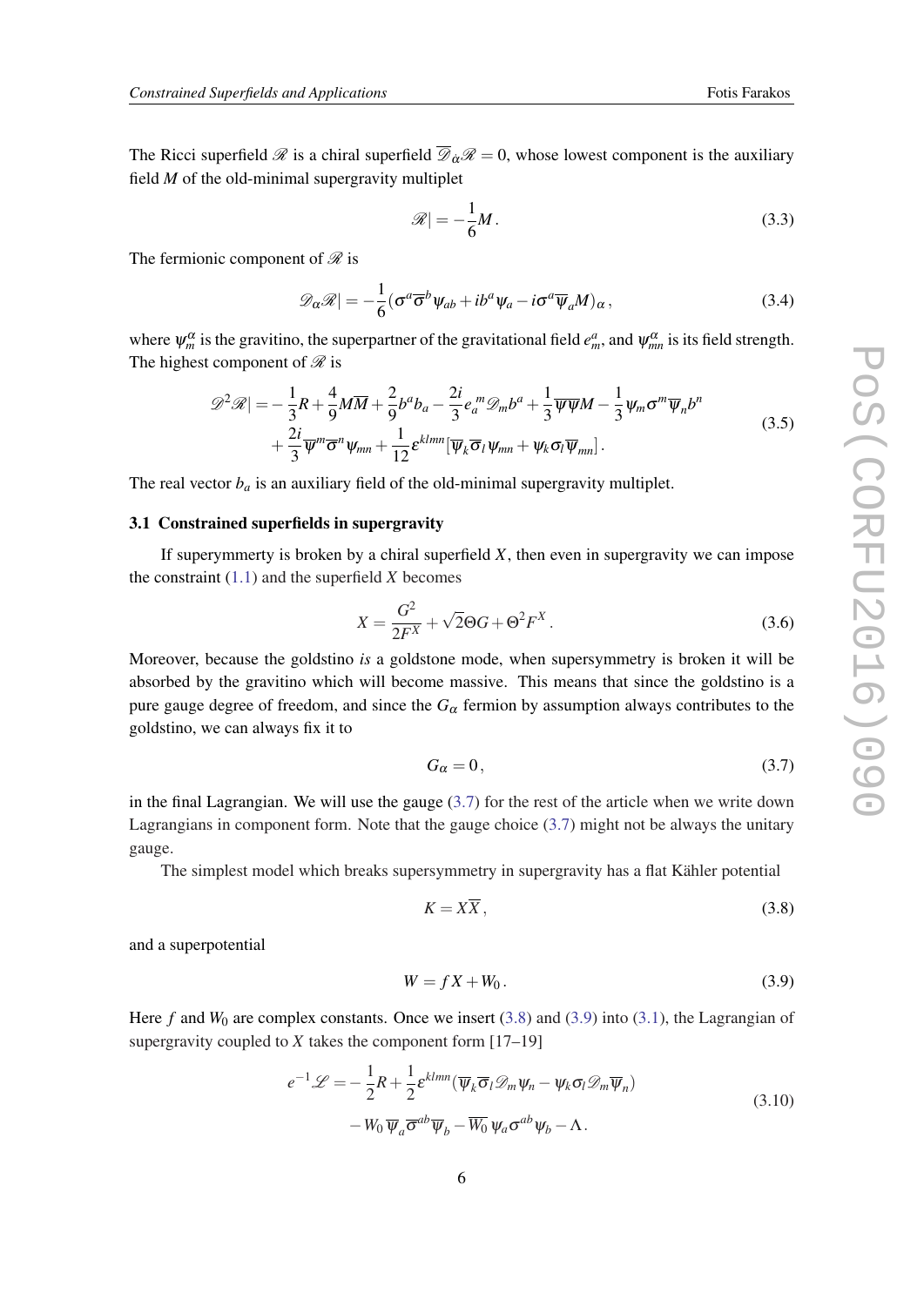The Ricci superfield $\mathscr{R}$ is a chiral superfield $\overline{\mathscr{D}}_{\dot{\alpha}}\mathscr{R} = 0$, whose lowest component is the auxiliary field $M$ of the old-minimal supergravity multiplet

$$\mathscr{R}| = -\frac{1}{6}M\,. \tag{3.3}$$

The fermionic component of $\mathscr{R}$ is

$$\mathscr{D}_\alpha \mathscr{R}| = -\frac{1}{6}(\sigma^a \overline{\sigma}^b \psi_{ab} + i b^a \psi_a - i \sigma^a \overline{\psi}_a M)_\alpha\,, \tag{3.4}$$

where $\psi_m^\alpha$ is the gravitino, the superpartner of the gravitational field $e_m^a$, and $\psi_{mn}^\alpha$ is its field strength. The highest component of $\mathscr{R}$ is

$$\begin{aligned}\mathscr{D}^2\mathscr{R}| = &-\frac{1}{3}R + \frac{4}{9}M\overline{M} + \frac{2}{9}b^a b_a - \frac{2i}{3}e_a{}^m \mathscr{D}_m b^a + \frac{1}{3}\overline{\psi}\overline{\psi}M - \frac{1}{3}\psi_m \sigma^m \overline{\psi}_n b^n \\ &+ \frac{2i}{3}\overline{\psi}^m \overline{\sigma}^n \psi_{mn} + \frac{1}{12}\varepsilon^{klmn}[\overline{\psi}_k \overline{\sigma}_l \psi_{mn} + \psi_k \sigma_l \overline{\psi}_{mn}]\,.\end{aligned} \tag{3.5}$$

The real vector $b_a$ is an auxiliary field of the old-minimal supergravity multiplet.

### 3.1 Constrained superfields in supergravity

If superymmerty is broken by a chiral superfield $X$, then even in supergravity we can impose the constraint (1.1) and the superfield $X$ becomes

$$X = \frac{G^2}{2F^X} + \sqrt{2}\Theta G + \Theta^2 F^X\,. \tag{3.6}$$

Moreover, because the goldstino *is* a goldstone mode, when supersymmetry is broken it will be absorbed by the gravitino which will become massive. This means that since the goldstino is a pure gauge degree of freedom, and since the $G_\alpha$ fermion by assumption always contributes to the goldstino, we can always fix it to

$$G_\alpha = 0\,, \tag{3.7}$$

in the final Lagrangian. We will use the gauge (3.7) for the rest of the article when we write down Lagrangians in component form. Note that the gauge choice (3.7) might not be always the unitary gauge.

The simplest model which breaks supersymmetry in supergravity has a flat Kähler potential

$$K = X\overline{X}\,, \tag{3.8}$$

and a superpotential

$$W = f\,X + W_0\,. \tag{3.9}$$

Here $f$ and $W_0$ are complex constants. Once we insert (3.8) and (3.9) into (3.1), the Lagrangian of supergravity coupled to $X$ takes the component form [17–19]

$$\begin{aligned}e^{-1}\mathscr{L} = &-\frac{1}{2}R + \frac{1}{2}\varepsilon^{klmn}(\overline{\psi}_k \overline{\sigma}_l \mathscr{D}_m \psi_n - \psi_k \sigma_l \mathscr{D}_m \overline{\psi}_n) \\ &- W_0\,\overline{\psi}_a \overline{\sigma}^{ab}\overline{\psi}_b - \overline{W_0}\,\psi_a \sigma^{ab}\psi_b - \Lambda\,.\end{aligned} \tag{3.10}$$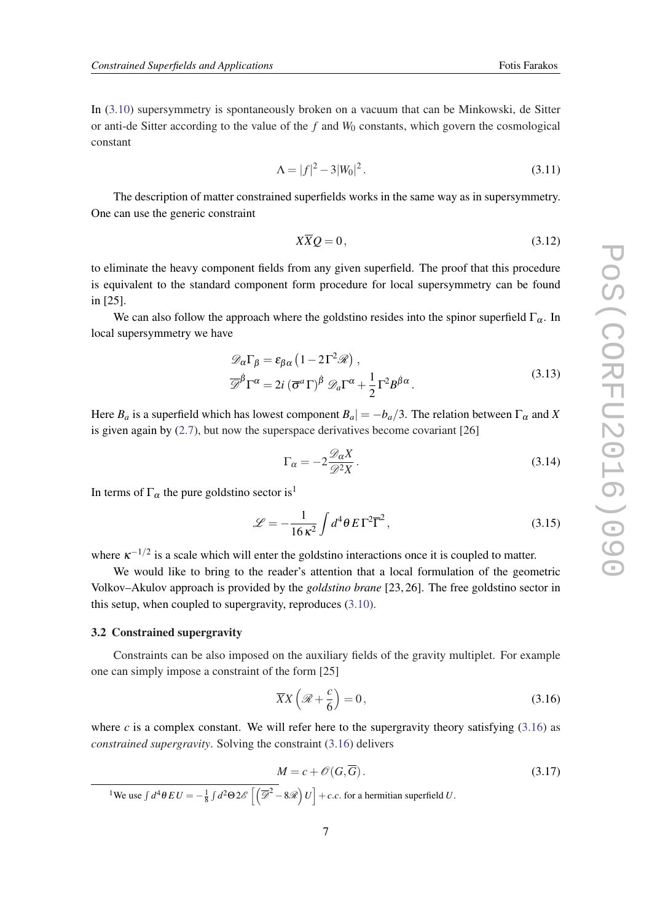In (3.10) supersymmetry is spontaneously broken on a vacuum that can be Minkowski, de Sitter or anti-de Sitter according to the value of the $f$ and $W_0$ constants, which govern the cosmological constant

$$\Lambda = |f|^2 - 3|W_0|^2 . \tag{3.11}$$

The description of matter constrained superfields works in the same way as in supersymmetry. One can use the generic constraint

$$X\overline{X}Q = 0 , \tag{3.12}$$

to eliminate the heavy component fields from any given superfield. The proof that this procedure is equivalent to the standard component form procedure for local supersymmetry can be found in [25].

We can also follow the approach where the goldstino resides into the spinor superfield $\Gamma_\alpha$. In local supersymmetry we have

$$\begin{aligned} \mathscr{D}_\alpha \Gamma_\beta &= \varepsilon_{\beta\alpha}\left(1 - 2\Gamma^2\mathscr{R}\right) , \\ \overline{\mathscr{D}}^{\dot\beta}\Gamma^\alpha &= 2i\left(\overline{\sigma}^a\Gamma\right)^{\dot\beta}\mathscr{D}_a\Gamma^\alpha + \frac{1}{2}\Gamma^2 B^{\dot\beta\alpha} . \end{aligned} \tag{3.13}$$

Here $B_a$ is a superfield which has lowest component $B_a| = -b_a/3$. The relation between $\Gamma_\alpha$ and $X$ is given again by (2.7), but now the superspace derivatives become covariant [26]

$$\Gamma_\alpha = -2\frac{\mathscr{D}_\alpha X}{\mathscr{D}^2 X} . \tag{3.14}$$

In terms of $\Gamma_\alpha$ the pure goldstino sector is[1]

$$\mathscr{L} = -\frac{1}{16\,\kappa^2}\int d^4\theta\, E\,\Gamma^2\overline{\Gamma}^2 , \tag{3.15}$$

where $\kappa^{-1/2}$ is a scale which will enter the goldstino interactions once it is coupled to matter.

We would like to bring to the reader's attention that a local formulation of the geometric Volkov–Akulov approach is provided by the *goldstino brane* [23, 26]. The free goldstino sector in this setup, when coupled to supergravity, reproduces (3.10).

### 3.2 Constrained supergravity

Constraints can be also imposed on the auxiliary fields of the gravity multiplet. For example one can simply impose a constraint of the form [25]

$$\overline{X}X\left(\mathscr{R} + \frac{c}{6}\right) = 0 , \tag{3.16}$$

where $c$ is a complex constant. We will refer here to the supergravity theory satisfying (3.16) as *constrained supergravity*. Solving the constraint (3.16) delivers

$$M = c + \mathscr{O}(G, \overline{G}) . \tag{3.17}$$

[1] We use $\int d^4\theta\, E\, U = -\frac{1}{8}\int d^2\Theta\, 2\mathscr{E}\left[\left(\overline{\mathscr{D}}^2 - 8\mathscr{R}\right)U\right] + c.c.$ for a hermitian superfield $U$.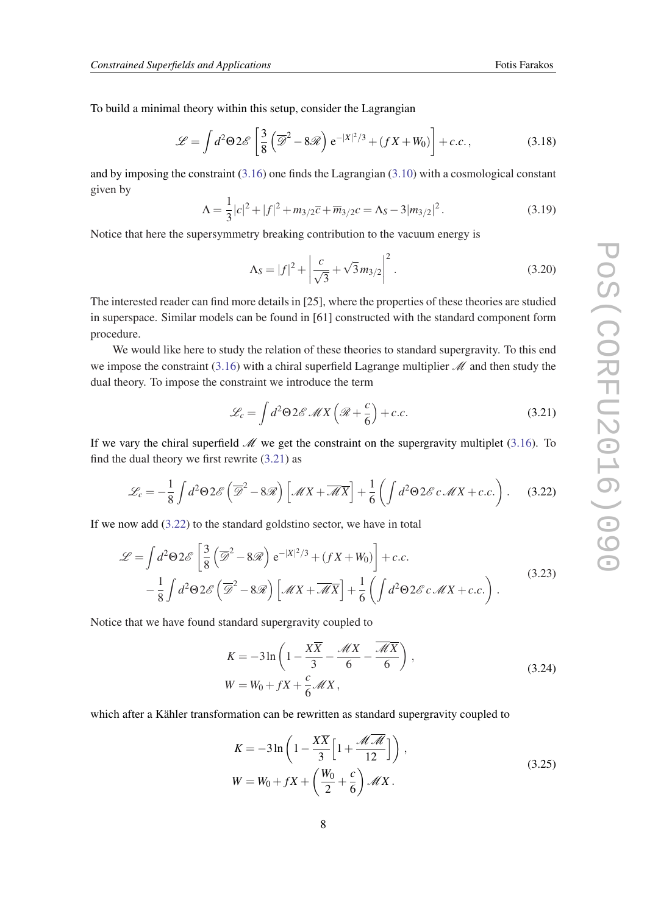To build a minimal theory within this setup, consider the Lagrangian

$$\mathscr{L} = \int d^2\Theta\, 2\mathscr{E} \left[ \frac{3}{8} \left( \overline{\mathscr{D}}^2 - 8\mathscr{R} \right) e^{-|X|^2/3} + (f X + W_0) \right] + c.c. , \tag{3.18}$$

and by imposing the constraint (3.16) one finds the Lagrangian (3.10) with a cosmological constant given by

$$\Lambda = \frac{1}{3}|c|^2 + |f|^2 + m_{3/2}\overline{c} + \overline{m}_{3/2} c = \Lambda_S - 3|m_{3/2}|^2 . \tag{3.19}$$

Notice that here the supersymmetry breaking contribution to the vacuum energy is

$$\Lambda_S = |f|^2 + \left| \frac{c}{\sqrt{3}} + \sqrt{3}\, m_{3/2} \right|^2 . \tag{3.20}$$

The interested reader can find more details in [25], where the properties of these theories are studied in superspace. Similar models can be found in [61] constructed with the standard component form procedure.

We would like here to study the relation of these theories to standard supergravity. To this end we impose the constraint (3.16) with a chiral superfield Lagrange multiplier $\mathscr{M}$ and then study the dual theory. To impose the constraint we introduce the term

$$\mathscr{L}_c = \int d^2\Theta\, 2\mathscr{E}\, \mathscr{M} X \left( \mathscr{R} + \frac{c}{6} \right) + c.c. \tag{3.21}$$

If we vary the chiral superfield $\mathscr{M}$ we get the constraint on the supergravity multiplet (3.16). To find the dual theory we first rewrite (3.21) as

$$\mathscr{L}_c = -\frac{1}{8} \int d^2\Theta\, 2\mathscr{E} \left( \overline{\mathscr{D}}^2 - 8\mathscr{R} \right) \left[ \mathscr{M} X + \overline{\mathscr{M} X} \right] + \frac{1}{6} \left( \int d^2\Theta\, 2\mathscr{E}\, c\, \mathscr{M} X + c.c. \right) . \tag{3.22}$$

If we now add (3.22) to the standard goldstino sector, we have in total

$$\begin{aligned} \mathscr{L} = & \int d^2\Theta\, 2\mathscr{E} \left[ \frac{3}{8} \left( \overline{\mathscr{D}}^2 - 8\mathscr{R} \right) e^{-|X|^2/3} + (f X + W_0) \right] + c.c. \\ & - \frac{1}{8} \int d^2\Theta\, 2\mathscr{E} \left( \overline{\mathscr{D}}^2 - 8\mathscr{R} \right) \left[ \mathscr{M} X + \overline{\mathscr{M} X} \right] + \frac{1}{6} \left( \int d^2\Theta\, 2\mathscr{E}\, c\, \mathscr{M} X + c.c. \right) . \end{aligned} \tag{3.23}$$

Notice that we have found standard supergravity coupled to

$$\begin{aligned} K &= -3 \ln \left( 1 - \frac{X\overline{X}}{3} - \frac{\mathscr{M} X}{6} - \frac{\overline{\mathscr{M} X}}{6} \right) , \\ W &= W_0 + f X + \frac{c}{6} \mathscr{M} X , \end{aligned} \tag{3.24}$$

which after a Kähler transformation can be rewritten as standard supergravity coupled to

$$\begin{aligned} K &= -3 \ln \left( 1 - \frac{X\overline{X}}{3} \left[ 1 + \frac{\mathscr{M}\overline{\mathscr{M}}}{12} \right] \right) , \\ W &= W_0 + f X + \left( \frac{W_0}{2} + \frac{c}{6} \right) \mathscr{M} X . \end{aligned} \tag{3.25}$$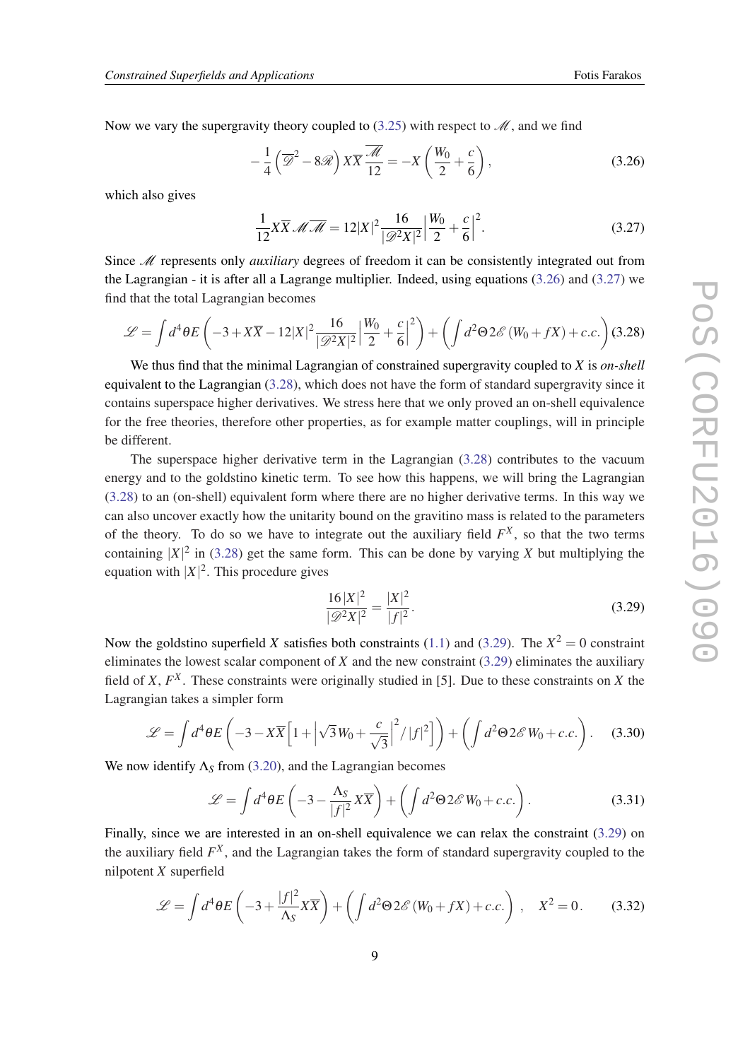Now we vary the supergravity theory coupled to (3.25) with respect to $\mathscr{M}$, and we find

$$-\frac{1}{4}\left(\overline{\mathscr{D}}^2 - 8\mathscr{R}\right) X\overline{X}\,\frac{\overline{\mathscr{M}}}{12} = -X\left(\frac{W_0}{2} + \frac{c}{6}\right), \tag{3.26}$$

which also gives

$$\frac{1}{12} X\overline{X}\,\mathscr{M}\overline{\mathscr{M}} = 12|X|^2 \frac{16}{|\mathscr{D}^2 X|^2}\left|\frac{W_0}{2} + \frac{c}{6}\right|^2. \tag{3.27}$$

Since $\mathscr{M}$ represents only *auxiliary* degrees of freedom it can be consistently integrated out from the Lagrangian - it is after all a Lagrange multiplier. Indeed, using equations (3.26) and (3.27) we find that the total Lagrangian becomes

$$\mathscr{L} = \int d^4\theta E\left(-3 + X\overline{X} - 12|X|^2 \frac{16}{|\mathscr{D}^2 X|^2}\left|\frac{W_0}{2} + \frac{c}{6}\right|^2\right) + \left(\int d^2\Theta\, 2\mathscr{E}\left(W_0 + fX\right) + c.c.\right) \tag{3.28}$$

We thus find that the minimal Lagrangian of constrained supergravity coupled to $X$ is *on-shell* equivalent to the Lagrangian (3.28), which does not have the form of standard supergravity since it contains superspace higher derivatives. We stress here that we only proved an on-shell equivalence for the free theories, therefore other properties, as for example matter couplings, will in principle be different.

The superspace higher derivative term in the Lagrangian (3.28) contributes to the vacuum energy and to the goldstino kinetic term. To see how this happens, we will bring the Lagrangian (3.28) to an (on-shell) equivalent form where there are no higher derivative terms. In this way we can also uncover exactly how the unitarity bound on the gravitino mass is related to the parameters of the theory. To do so we have to integrate out the auxiliary field $F^X$, so that the two terms containing $|X|^2$ in (3.28) get the same form. This can be done by varying $X$ but multiplying the equation with $|X|^2$. This procedure gives

$$\frac{16\,|X|^2}{|\mathscr{D}^2 X|^2} = \frac{|X|^2}{|f|^2}. \tag{3.29}$$

Now the goldstino superfield $X$ satisfies both constraints (1.1) and (3.29). The $X^2 = 0$ constraint eliminates the lowest scalar component of $X$ and the new constraint (3.29) eliminates the auxiliary field of $X$, $F^X$. These constraints were originally studied in [5]. Due to these constraints on $X$ the Lagrangian takes a simpler form

$$\mathscr{L} = \int d^4\theta E\left(-3 - X\overline{X}\left[1 + \left|\sqrt{3}\,W_0 + \frac{c}{\sqrt{3}}\right|^2 / |f|^2\right]\right) + \left(\int d^2\Theta\, 2\mathscr{E}\, W_0 + c.c.\right). \tag{3.30}$$

We now identify $\Lambda_S$ from (3.20), and the Lagrangian becomes

$$\mathscr{L} = \int d^4\theta E\left(-3 - \frac{\Lambda_S}{|f|^2} X\overline{X}\right) + \left(\int d^2\Theta\, 2\mathscr{E}\, W_0 + c.c.\right). \tag{3.31}$$

Finally, since we are interested in an on-shell equivalence we can relax the constraint (3.29) on the auxiliary field $F^X$, and the Lagrangian takes the form of standard supergravity coupled to the nilpotent $X$ superfield

$$\mathscr{L} = \int d^4\theta E\left(-3 + \frac{|f|^2}{\Lambda_S} X\overline{X}\right) + \left(\int d^2\Theta\, 2\mathscr{E}\left(W_0 + fX\right) + c.c.\right), \quad X^2 = 0. \tag{3.32}$$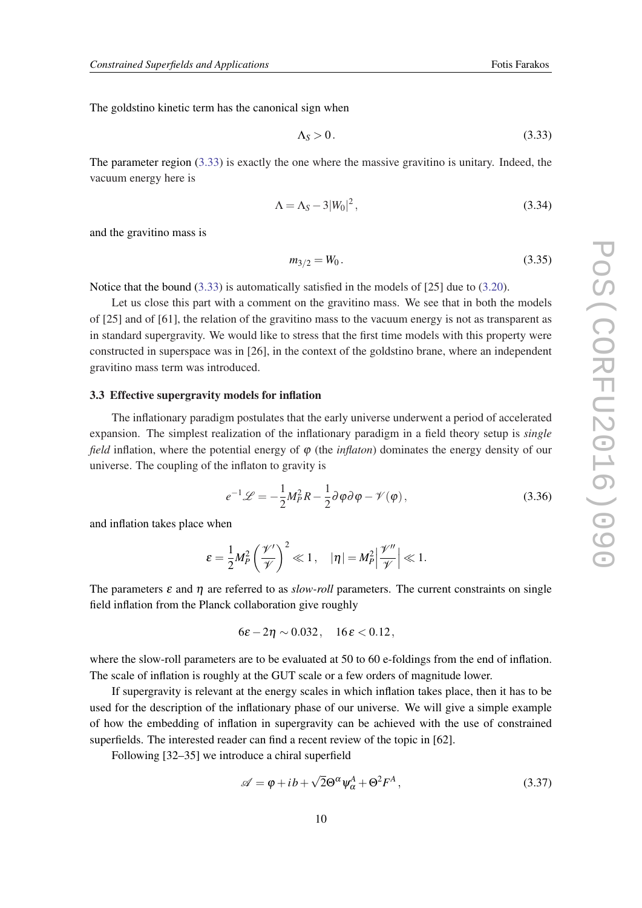The goldstino kinetic term has the canonical sign when

$$\Lambda_S > 0 \,. \tag{3.33}$$

The parameter region (3.33) is exactly the one where the massive gravitino is unitary. Indeed, the vacuum energy here is

$$\Lambda = \Lambda_S - 3|W_0|^2 \,, \tag{3.34}$$

and the gravitino mass is

$$m_{3/2} = W_0 \,. \tag{3.35}$$

Notice that the bound (3.33) is automatically satisfied in the models of [25] due to (3.20).

Let us close this part with a comment on the gravitino mass. We see that in both the models of [25] and of [61], the relation of the gravitino mass to the vacuum energy is not as transparent as in standard supergravity. We would like to stress that the first time models with this property were constructed in superspace was in [26], in the context of the goldstino brane, where an independent gravitino mass term was introduced.

### 3.3 Effective supergravity models for inflation

The inflationary paradigm postulates that the early universe underwent a period of accelerated expansion. The simplest realization of the inflationary paradigm in a field theory setup is *single field* inflation, where the potential energy of $\varphi$ (the *inflaton*) dominates the energy density of our universe. The coupling of the inflaton to gravity is

$$e^{-1}\mathscr{L} = -\frac{1}{2}M_P^2 R - \frac{1}{2}\partial\varphi\partial\varphi - \mathscr{V}(\varphi) \,, \tag{3.36}$$

and inflation takes place when

$$\varepsilon = \frac{1}{2}M_P^2\left(\frac{\mathscr{V}'}{\mathscr{V}}\right)^2 \ll 1 \,, \quad |\eta| = M_P^2\Big|\frac{\mathscr{V}''}{\mathscr{V}}\Big| \ll 1.$$

The parameters $\varepsilon$ and $\eta$ are referred to as *slow-roll* parameters. The current constraints on single field inflation from the Planck collaboration give roughly

$$6\varepsilon - 2\eta \sim 0.032 \,, \quad 16\,\varepsilon < 0.12 \,,$$

where the slow-roll parameters are to be evaluated at 50 to 60 e-foldings from the end of inflation. The scale of inflation is roughly at the GUT scale or a few orders of magnitude lower.

If supergravity is relevant at the energy scales in which inflation takes place, then it has to be used for the description of the inflationary phase of our universe. We will give a simple example of how the embedding of inflation in supergravity can be achieved with the use of constrained superfields. The interested reader can find a recent review of the topic in [62].

Following [32–35] we introduce a chiral superfield

$$\mathscr{A} = \varphi + i\,b + \sqrt{2}\Theta^\alpha \psi^A_\alpha + \Theta^2 F^A \,, \tag{3.37}$$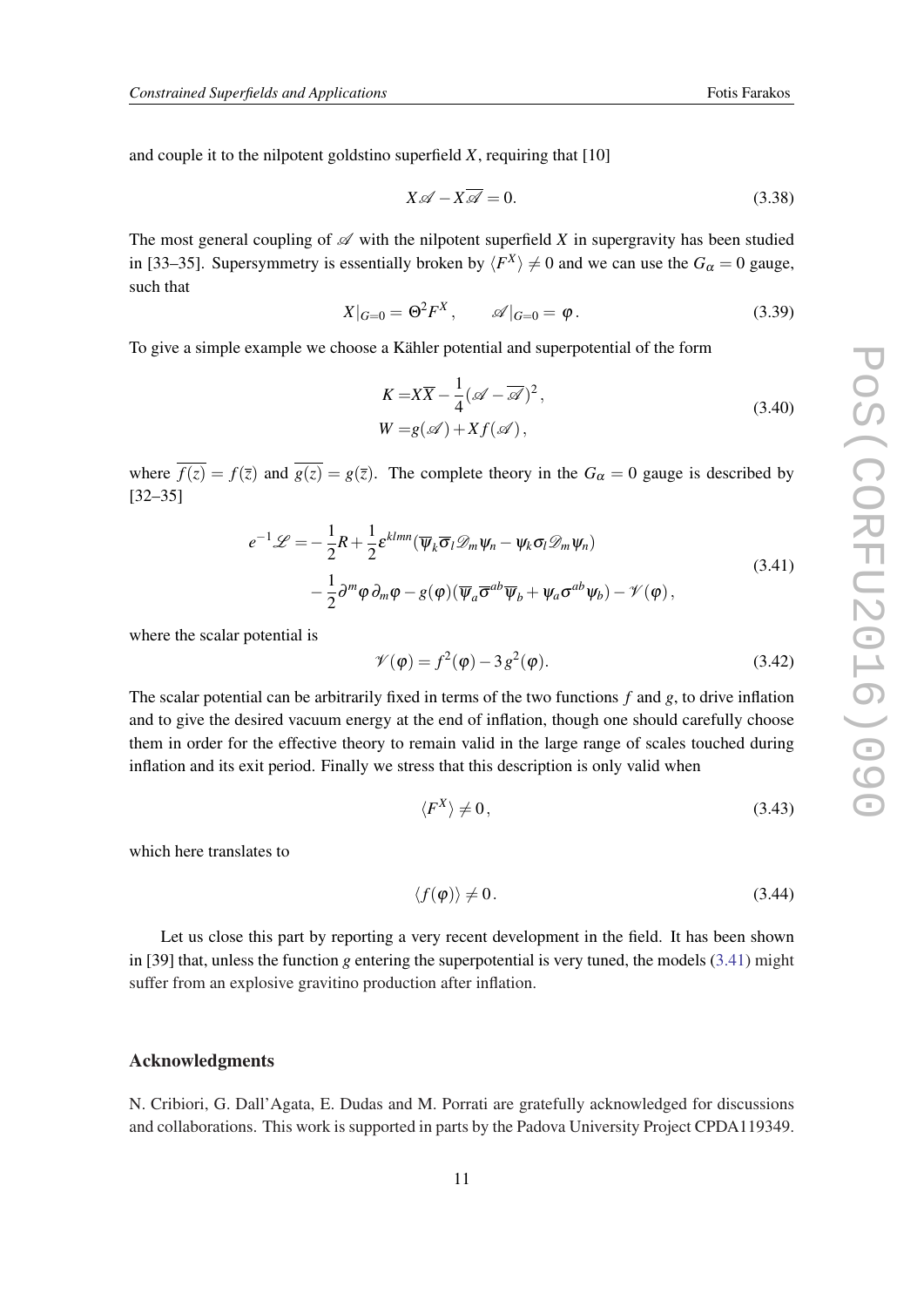and couple it to the nilpotent goldstino superfield $X$, requiring that [10]

$$X\mathscr{A} - X\overline{\mathscr{A}} = 0. \tag{3.38}$$

The most general coupling of $\mathscr{A}$ with the nilpotent superfield $X$ in supergravity has been studied in [33–35]. Supersymmetry is essentially broken by $\langle F^X \rangle \neq 0$ and we can use the $G_\alpha = 0$ gauge, such that

$$X|_{G=0} = \Theta^2 F^X , \qquad \mathscr{A}|_{G=0} = \varphi . \tag{3.39}$$

To give a simple example we choose a Kähler potential and superpotential of the form

$$\begin{aligned} K =& X\overline{X} - \frac{1}{4}(\mathscr{A} - \overline{\mathscr{A}})^2 , \\ W =& g(\mathscr{A}) + X f(\mathscr{A}) , \end{aligned} \tag{3.40}$$

where $\overline{f(z)} = f(\overline{z})$ and $\overline{g(z)} = g(\overline{z})$. The complete theory in the $G_\alpha = 0$ gauge is described by [32–35]

$$\begin{aligned} e^{-1}\mathscr{L} =& -\frac{1}{2}R + \frac{1}{2}\varepsilon^{klmn}(\overline{\psi}_k \overline{\sigma}_l \mathscr{D}_m \psi_n - \psi_k \sigma_l \mathscr{D}_m \psi_n) \\ & -\frac{1}{2}\partial^m \varphi \, \partial_m \varphi - g(\varphi)(\overline{\psi}_a \overline{\sigma}^{ab} \overline{\psi}_b + \psi_a \sigma^{ab} \psi_b) - \mathscr{V}(\varphi) , \end{aligned} \tag{3.41}$$

where the scalar potential is

$$\mathscr{V}(\varphi) = f^2(\varphi) - 3\, g^2(\varphi). \tag{3.42}$$

The scalar potential can be arbitrarily fixed in terms of the two functions $f$ and $g$, to drive inflation and to give the desired vacuum energy at the end of inflation, though one should carefully choose them in order for the effective theory to remain valid in the large range of scales touched during inflation and its exit period. Finally we stress that this description is only valid when

$$\langle F^X \rangle \neq 0 , \tag{3.43}$$

which here translates to

$$\langle f(\varphi) \rangle \neq 0 . \tag{3.44}$$

Let us close this part by reporting a very recent development in the field. It has been shown in [39] that, unless the function $g$ entering the superpotential is very tuned, the models (3.41) might suffer from an explosive gravitino production after inflation.

## Acknowledgments

N. Cribiori, G. Dall'Agata, E. Dudas and M. Porrati are gratefully acknowledged for discussions and collaborations. This work is supported in parts by the Padova University Project CPDA119349.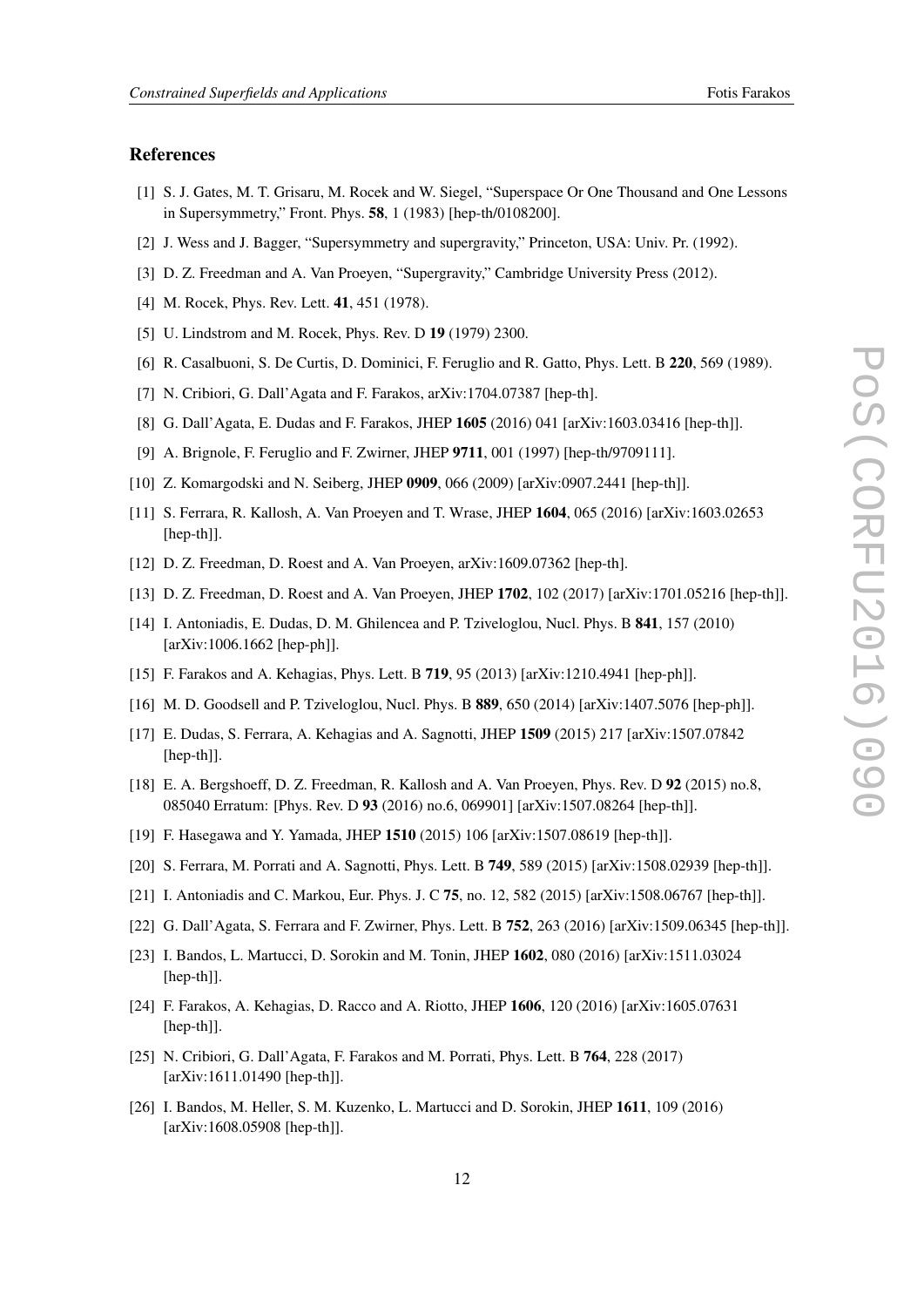## References

[1] S. J. Gates, M. T. Grisaru, M. Rocek and W. Siegel, "Superspace Or One Thousand and One Lessons in Supersymmetry," Front. Phys. **58**, 1 (1983) [hep-th/0108200].

[2] J. Wess and J. Bagger, "Supersymmetry and supergravity," Princeton, USA: Univ. Pr. (1992).

[3] D. Z. Freedman and A. Van Proeyen, "Supergravity," Cambridge University Press (2012).

[4] M. Rocek, Phys. Rev. Lett. **41**, 451 (1978).

[5] U. Lindstrom and M. Rocek, Phys. Rev. D **19** (1979) 2300.

[6] R. Casalbuoni, S. De Curtis, D. Dominici, F. Feruglio and R. Gatto, Phys. Lett. B **220**, 569 (1989).

[7] N. Cribiori, G. Dall'Agata and F. Farakos, arXiv:1704.07387 [hep-th].

[8] G. Dall'Agata, E. Dudas and F. Farakos, JHEP **1605** (2016) 041 [arXiv:1603.03416 [hep-th]].

[9] A. Brignole, F. Feruglio and F. Zwirner, JHEP **9711**, 001 (1997) [hep-th/9709111].

[10] Z. Komargodski and N. Seiberg, JHEP **0909**, 066 (2009) [arXiv:0907.2441 [hep-th]].

[11] S. Ferrara, R. Kallosh, A. Van Proeyen and T. Wrase, JHEP **1604**, 065 (2016) [arXiv:1603.02653 [hep-th]].

[12] D. Z. Freedman, D. Roest and A. Van Proeyen, arXiv:1609.07362 [hep-th].

[13] D. Z. Freedman, D. Roest and A. Van Proeyen, JHEP **1702**, 102 (2017) [arXiv:1701.05216 [hep-th]].

[14] I. Antoniadis, E. Dudas, D. M. Ghilencea and P. Tziveloglou, Nucl. Phys. B **841**, 157 (2010) [arXiv:1006.1662 [hep-ph]].

[15] F. Farakos and A. Kehagias, Phys. Lett. B **719**, 95 (2013) [arXiv:1210.4941 [hep-ph]].

[16] M. D. Goodsell and P. Tziveloglou, Nucl. Phys. B **889**, 650 (2014) [arXiv:1407.5076 [hep-ph]].

[17] E. Dudas, S. Ferrara, A. Kehagias and A. Sagnotti, JHEP **1509** (2015) 217 [arXiv:1507.07842 [hep-th]].

[18] E. A. Bergshoeff, D. Z. Freedman, R. Kallosh and A. Van Proeyen, Phys. Rev. D **92** (2015) no.8, 085040 Erratum: [Phys. Rev. D **93** (2016) no.6, 069901] [arXiv:1507.08264 [hep-th]].

[19] F. Hasegawa and Y. Yamada, JHEP **1510** (2015) 106 [arXiv:1507.08619 [hep-th]].

[20] S. Ferrara, M. Porrati and A. Sagnotti, Phys. Lett. B **749**, 589 (2015) [arXiv:1508.02939 [hep-th]].

[21] I. Antoniadis and C. Markou, Eur. Phys. J. C **75**, no. 12, 582 (2015) [arXiv:1508.06767 [hep-th]].

[22] G. Dall'Agata, S. Ferrara and F. Zwirner, Phys. Lett. B **752**, 263 (2016) [arXiv:1509.06345 [hep-th]].

[23] I. Bandos, L. Martucci, D. Sorokin and M. Tonin, JHEP **1602**, 080 (2016) [arXiv:1511.03024 [hep-th]].

[24] F. Farakos, A. Kehagias, D. Racco and A. Riotto, JHEP **1606**, 120 (2016) [arXiv:1605.07631 [hep-th]].

[25] N. Cribiori, G. Dall'Agata, F. Farakos and M. Porrati, Phys. Lett. B **764**, 228 (2017) [arXiv:1611.01490 [hep-th]].

[26] I. Bandos, M. Heller, S. M. Kuzenko, L. Martucci and D. Sorokin, JHEP **1611**, 109 (2016) [arXiv:1608.05908 [hep-th]].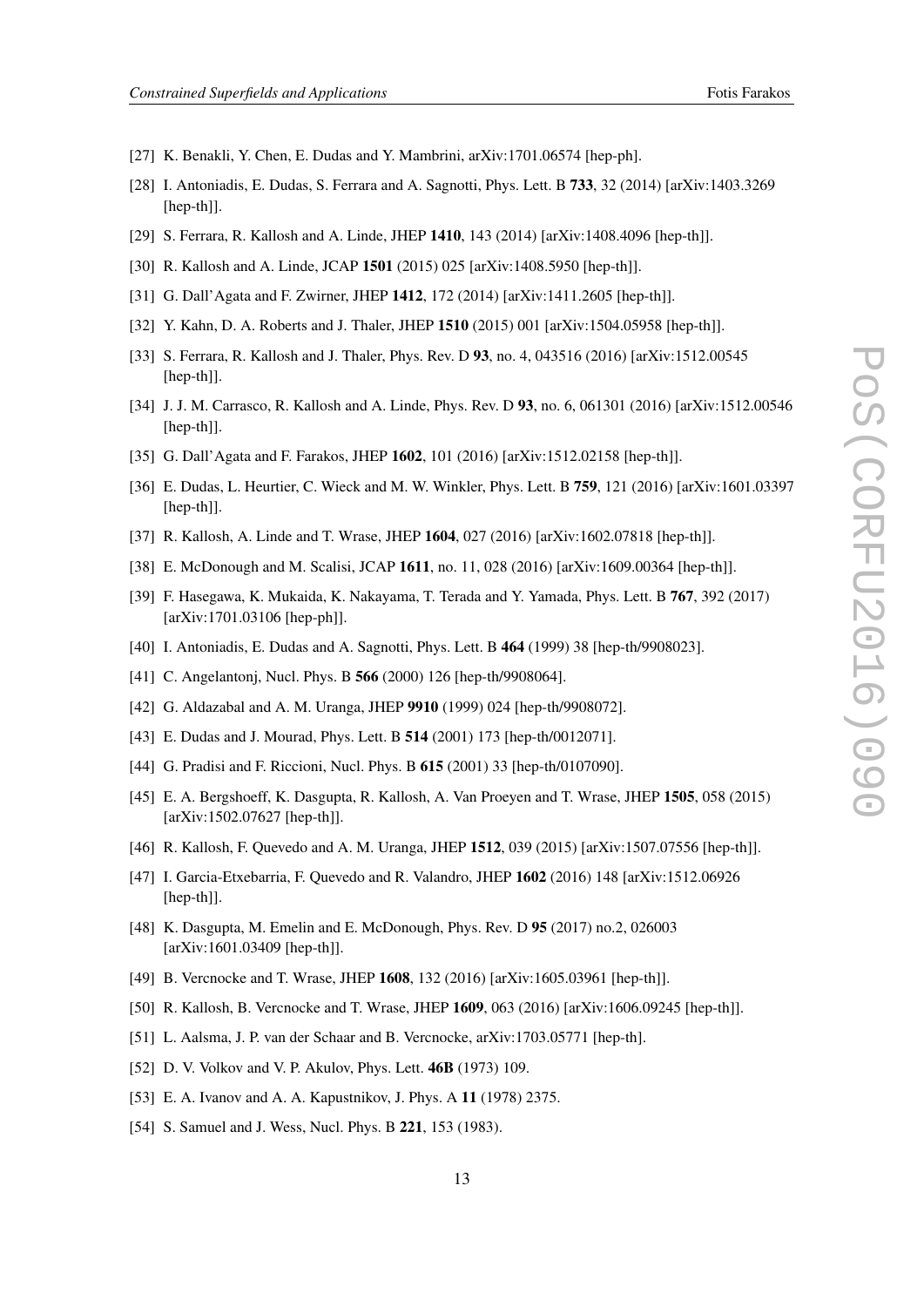[27] K. Benakli, Y. Chen, E. Dudas and Y. Mambrini, arXiv:1701.06574 [hep-ph].

[28] I. Antoniadis, E. Dudas, S. Ferrara and A. Sagnotti, Phys. Lett. B **733**, 32 (2014) [arXiv:1403.3269 [hep-th]].

[29] S. Ferrara, R. Kallosh and A. Linde, JHEP **1410**, 143 (2014) [arXiv:1408.4096 [hep-th]].

[30] R. Kallosh and A. Linde, JCAP **1501** (2015) 025 [arXiv:1408.5950 [hep-th]].

[31] G. Dall'Agata and F. Zwirner, JHEP **1412**, 172 (2014) [arXiv:1411.2605 [hep-th]].

[32] Y. Kahn, D. A. Roberts and J. Thaler, JHEP **1510** (2015) 001 [arXiv:1504.05958 [hep-th]].

[33] S. Ferrara, R. Kallosh and J. Thaler, Phys. Rev. D **93**, no. 4, 043516 (2016) [arXiv:1512.00545 [hep-th]].

[34] J. J. M. Carrasco, R. Kallosh and A. Linde, Phys. Rev. D **93**, no. 6, 061301 (2016) [arXiv:1512.00546 [hep-th]].

[35] G. Dall'Agata and F. Farakos, JHEP **1602**, 101 (2016) [arXiv:1512.02158 [hep-th]].

[36] E. Dudas, L. Heurtier, C. Wieck and M. W. Winkler, Phys. Lett. B **759**, 121 (2016) [arXiv:1601.03397 [hep-th]].

[37] R. Kallosh, A. Linde and T. Wrase, JHEP **1604**, 027 (2016) [arXiv:1602.07818 [hep-th]].

[38] E. McDonough and M. Scalisi, JCAP **1611**, no. 11, 028 (2016) [arXiv:1609.00364 [hep-th]].

[39] F. Hasegawa, K. Mukaida, K. Nakayama, T. Terada and Y. Yamada, Phys. Lett. B **767**, 392 (2017) [arXiv:1701.03106 [hep-ph]].

[40] I. Antoniadis, E. Dudas and A. Sagnotti, Phys. Lett. B **464** (1999) 38 [hep-th/9908023].

[41] C. Angelantonj, Nucl. Phys. B **566** (2000) 126 [hep-th/9908064].

[42] G. Aldazabal and A. M. Uranga, JHEP **9910** (1999) 024 [hep-th/9908072].

[43] E. Dudas and J. Mourad, Phys. Lett. B **514** (2001) 173 [hep-th/0012071].

[44] G. Pradisi and F. Riccioni, Nucl. Phys. B **615** (2001) 33 [hep-th/0107090].

[45] E. A. Bergshoeff, K. Dasgupta, R. Kallosh, A. Van Proeyen and T. Wrase, JHEP **1505**, 058 (2015) [arXiv:1502.07627 [hep-th]].

[46] R. Kallosh, F. Quevedo and A. M. Uranga, JHEP **1512**, 039 (2015) [arXiv:1507.07556 [hep-th]].

[47] I. Garcia-Etxebarria, F. Quevedo and R. Valandro, JHEP **1602** (2016) 148 [arXiv:1512.06926 [hep-th]].

[48] K. Dasgupta, M. Emelin and E. McDonough, Phys. Rev. D **95** (2017) no.2, 026003 [arXiv:1601.03409 [hep-th]].

[49] B. Vercnocke and T. Wrase, JHEP **1608**, 132 (2016) [arXiv:1605.03961 [hep-th]].

[50] R. Kallosh, B. Vercnocke and T. Wrase, JHEP **1609**, 063 (2016) [arXiv:1606.09245 [hep-th]].

[51] L. Aalsma, J. P. van der Schaar and B. Vercnocke, arXiv:1703.05771 [hep-th].

[52] D. V. Volkov and V. P. Akulov, Phys. Lett. **46B** (1973) 109.

[53] E. A. Ivanov and A. A. Kapustnikov, J. Phys. A **11** (1978) 2375.

[54] S. Samuel and J. Wess, Nucl. Phys. B **221**, 153 (1983).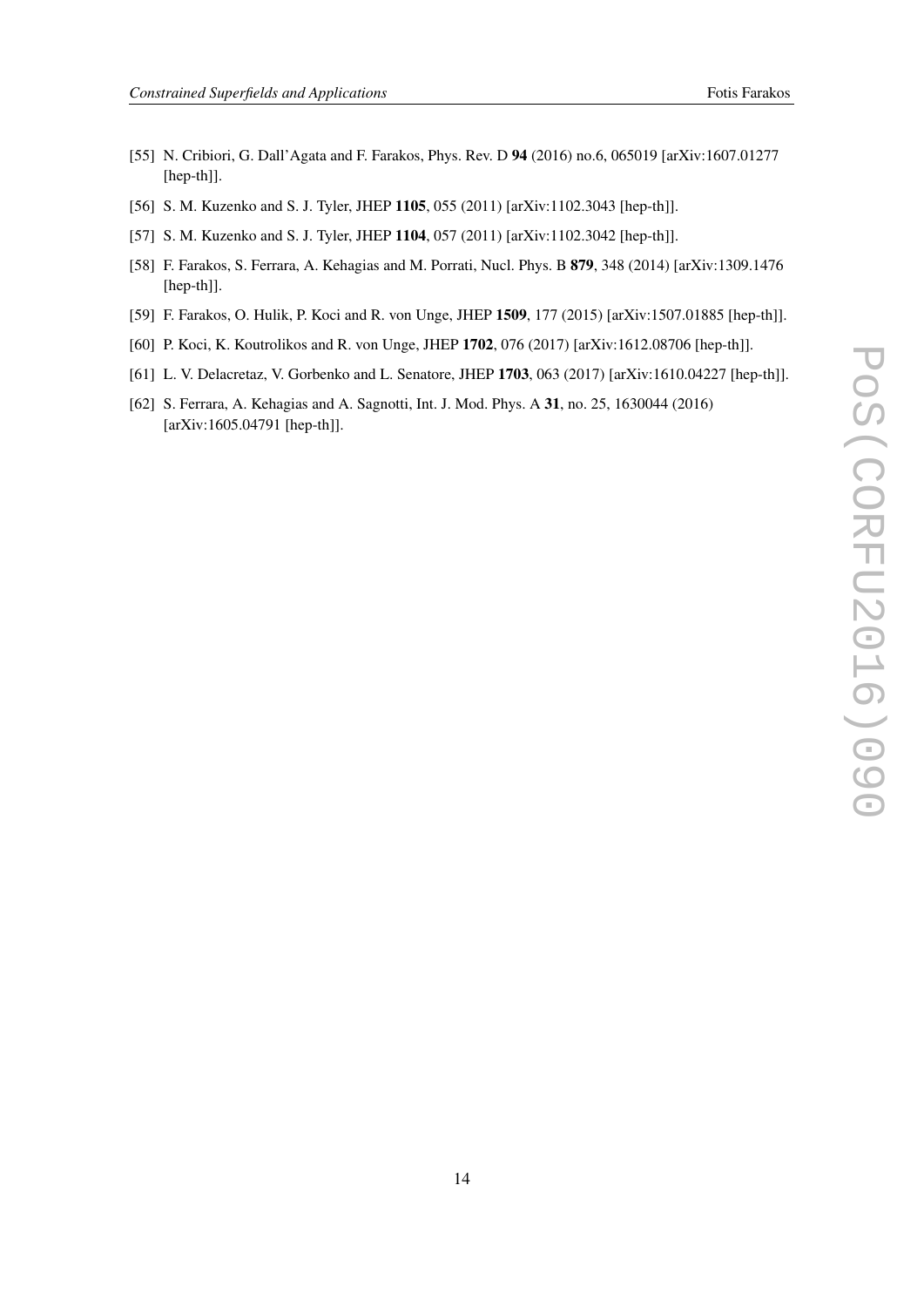[55] N. Cribiori, G. Dall'Agata and F. Farakos, Phys. Rev. D **94** (2016) no.6, 065019 [arXiv:1607.01277 [hep-th]].

[56] S. M. Kuzenko and S. J. Tyler, JHEP **1105**, 055 (2011) [arXiv:1102.3043 [hep-th]].

[57] S. M. Kuzenko and S. J. Tyler, JHEP **1104**, 057 (2011) [arXiv:1102.3042 [hep-th]].

[58] F. Farakos, S. Ferrara, A. Kehagias and M. Porrati, Nucl. Phys. B **879**, 348 (2014) [arXiv:1309.1476 [hep-th]].

[59] F. Farakos, O. Hulik, P. Koci and R. von Unge, JHEP **1509**, 177 (2015) [arXiv:1507.01885 [hep-th]].

[60] P. Koci, K. Koutrolikos and R. von Unge, JHEP **1702**, 076 (2017) [arXiv:1612.08706 [hep-th]].

[61] L. V. Delacretaz, V. Gorbenko and L. Senatore, JHEP **1703**, 063 (2017) [arXiv:1610.04227 [hep-th]].

[62] S. Ferrara, A. Kehagias and A. Sagnotti, Int. J. Mod. Phys. A **31**, no. 25, 1630044 (2016) [arXiv:1605.04791 [hep-th]].